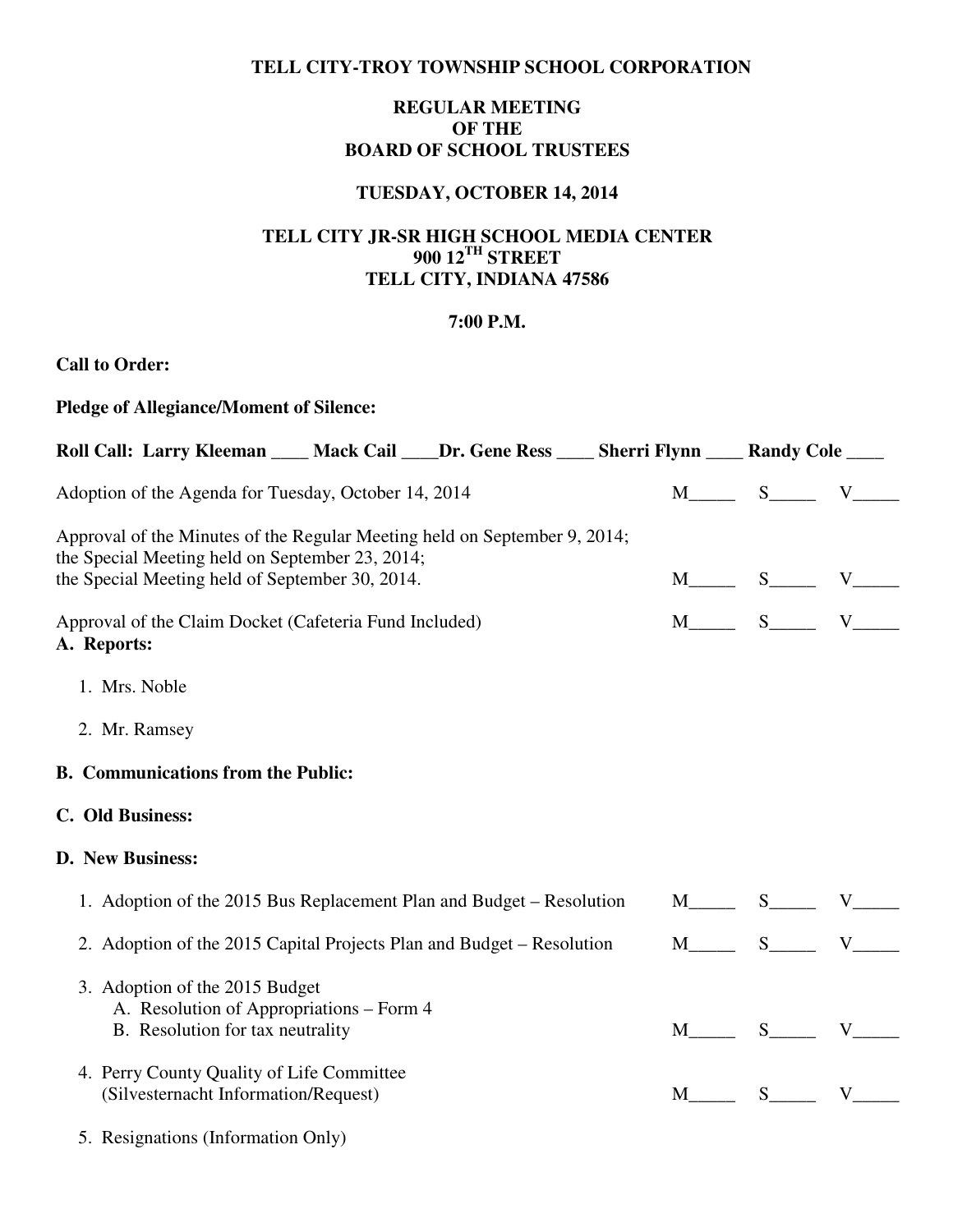**TELL CITY-TROY TOWNSHIP SCHOOL CORPORATION**

**REGULAR MEETING**
**OF THE**
**BOARD OF SCHOOL TRUSTEES**

**TUESDAY, OCTOBER 14, 2014**

**TELL CITY JR-SR HIGH SCHOOL MEDIA CENTER**
**900 12TH STREET**
**TELL CITY, INDIANA 47586**

**7:00 P.M.**

**Call to Order:**

**Pledge of Allegiance/Moment of Silence:**

**Roll Call: Larry Kleeman ____ Mack Cail ____Dr. Gene Ress ____ Sherri Flynn ____ Randy Cole ____**

Adoption of the Agenda for Tuesday, October 14, 2014 M_____ S_____ V_____

Approval of the Minutes of the Regular Meeting held on September 9, 2014;
the Special Meeting held on September 23, 2014;
the Special Meeting held of September 30, 2014. M_____ S_____ V_____

Approval of the Claim Docket (Cafeteria Fund Included) M_____ S_____ V_____

**A. Reports:**

1. Mrs. Noble
2. Mr. Ramsey

**B. Communications from the Public:**

**C. Old Business:**

**D. New Business:**

1. Adoption of the 2015 Bus Replacement Plan and Budget – Resolution M_____ S_____ V_____
2. Adoption of the 2015 Capital Projects Plan and Budget – Resolution M_____ S_____ V_____
3. Adoption of the 2015 Budget
   A. Resolution of Appropriations – Form 4
   B. Resolution for tax neutrality M_____ S_____ V_____
4. Perry County Quality of Life Committee
   (Silvesternacht Information/Request) M_____ S_____ V_____
5. Resignations (Information Only)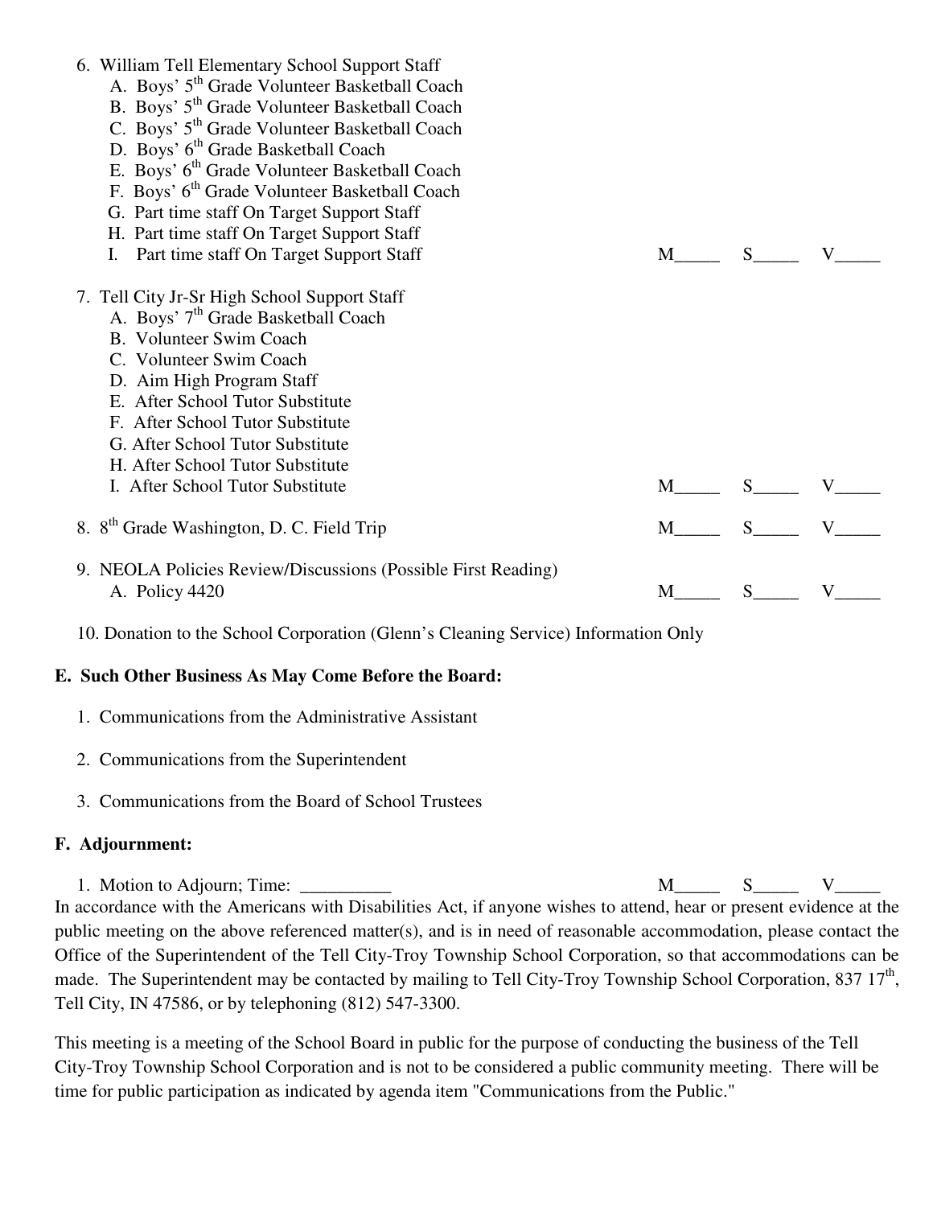6. William Tell Elementary School Support Staff
   A. Boys' 5th Grade Volunteer Basketball Coach
   B. Boys' 5th Grade Volunteer Basketball Coach
   C. Boys' 5th Grade Volunteer Basketball Coach
   D. Boys' 6th Grade Basketball Coach
   E. Boys' 6th Grade Volunteer Basketball Coach
   F. Boys' 6th Grade Volunteer Basketball Coach
   G. Part time staff On Target Support Staff
   H. Part time staff On Target Support Staff
   I. Part time staff On Target Support Staff M_____ S_____ V_____

7. Tell City Jr-Sr High School Support Staff
   A. Boys' 7th Grade Basketball Coach
   B. Volunteer Swim Coach
   C. Volunteer Swim Coach
   D. Aim High Program Staff
   E. After School Tutor Substitute
   F. After School Tutor Substitute
   G. After School Tutor Substitute
   H. After School Tutor Substitute
   I. After School Tutor Substitute M_____ S_____ V_____

8. 8th Grade Washington, D. C. Field Trip M_____ S_____ V_____

9. NEOLA Policies Review/Discussions (Possible First Reading)
   A. Policy 4420 M_____ S_____ V_____

10. Donation to the School Corporation (Glenn's Cleaning Service) Information Only

**E. Such Other Business As May Come Before the Board:**

1. Communications from the Administrative Assistant

2. Communications from the Superintendent

3. Communications from the Board of School Trustees

**F. Adjournment:**

1. Motion to Adjourn; Time: __________ M_____ S_____ V_____

In accordance with the Americans with Disabilities Act, if anyone wishes to attend, hear or present evidence at the public meeting on the above referenced matter(s), and is in need of reasonable accommodation, please contact the Office of the Superintendent of the Tell City-Troy Township School Corporation, so that accommodations can be made. The Superintendent may be contacted by mailing to Tell City-Troy Township School Corporation, 837 17th, Tell City, IN 47586, or by telephoning (812) 547-3300.

This meeting is a meeting of the School Board in public for the purpose of conducting the business of the Tell City-Troy Township School Corporation and is not to be considered a public community meeting. There will be time for public participation as indicated by agenda item "Communications from the Public."